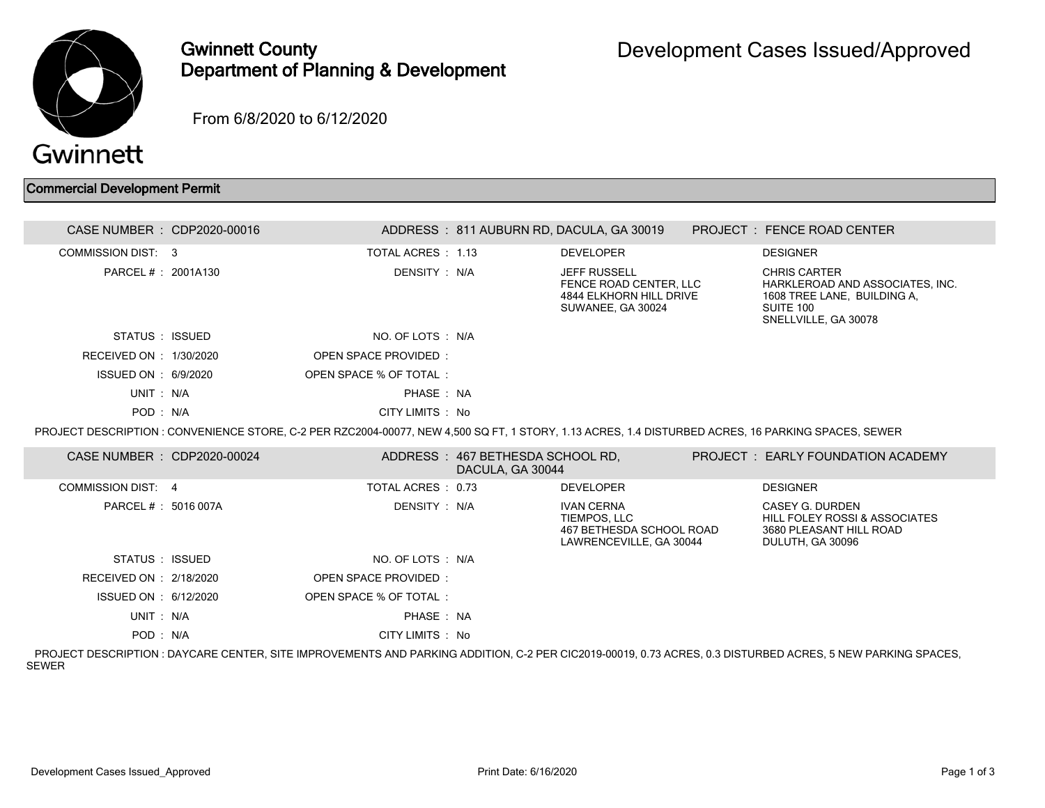# Gwinnett County Department of Planning & Development

## Development Cases Issued/Approved

From 6/8/2020 to 6/12/2020

### Commercial Development Permit

**CASE NUMBER :** CDP2020-00016 | **ADDRESS :** 811 AUBURN RD, DACULA, GA 30019 | **PROJECT :** FENCE ROAD CENTER

| | | | | | |
|---|---|---|---|---|---|
| COMMISSION DIST. : | 3 | TOTAL ACRES : | 1.13 | DEVELOPER | DESIGNER |
| PARCEL # : | 2001A130 | DENSITY : | N/A | JEFF RUSSELL<br>FENCE ROAD CENTER, LLC<br>4844 ELKHORN HILL DRIVE<br>SUWANEE, GA 30024 | CHRIS CARTER<br>HARKLEROAD AND ASSOCIATES, INC.<br>1608 TREE LANE, BUILDING A,<br>SUITE 100<br>SNELLVILLE, GA 30078 |
| STATUS : | ISSUED | NO. OF LOTS : | N/A | | |
| RECEIVED ON : | 1/30/2020 | OPEN SPACE PROVIDED : | | | |
| ISSUED ON : | 6/9/2020 | OPEN SPACE % OF TOTAL : | | | |
| UNIT : | N/A | PHASE : | NA | | |
| POD : | N/A | CITY LIMITS : | No | | |

PROJECT DESCRIPTION : CONVENIENCE STORE, C-2 PER RZC2004-00077, NEW 4,500 SQ FT, 1 STORY, 1.13 ACRES, 1.4 DISTURBED ACRES, 16 PARKING SPACES, SEWER

**CASE NUMBER :** CDP2020-00024 | **ADDRESS :** 467 BETHESDA SCHOOL RD, DACULA, GA 30044 | **PROJECT :** EARLY FOUNDATION ACADEMY

| | | | | | |
|---|---|---|---|---|---|
| COMMISSION DIST. : | 4 | TOTAL ACRES : | 0.73 | DEVELOPER | DESIGNER |
| PARCEL # : | 5016 007A | DENSITY : | N/A | IVAN CERNA<br>TIEMPOS, LLC<br>467 BETHESDA SCHOOL ROAD<br>LAWRENCEVILLE, GA 30044 | CASEY G. DURDEN<br>HILL FOLEY ROSSI & ASSOCIATES<br>3680 PLEASANT HILL ROAD<br>DULUTH, GA 30096 |
| STATUS : | ISSUED | NO. OF LOTS : | N/A | | |
| RECEIVED ON : | 2/18/2020 | OPEN SPACE PROVIDED : | | | |
| ISSUED ON : | 6/12/2020 | OPEN SPACE % OF TOTAL : | | | |
| UNIT : | N/A | PHASE : | NA | | |
| POD : | N/A | CITY LIMITS : | No | | |

PROJECT DESCRIPTION : DAYCARE CENTER, SITE IMPROVEMENTS AND PARKING ADDITION, C-2 PER CIC2019-00019, 0.73 ACRES, 0.3 DISTURBED ACRES, 5 NEW PARKING SPACES, SEWER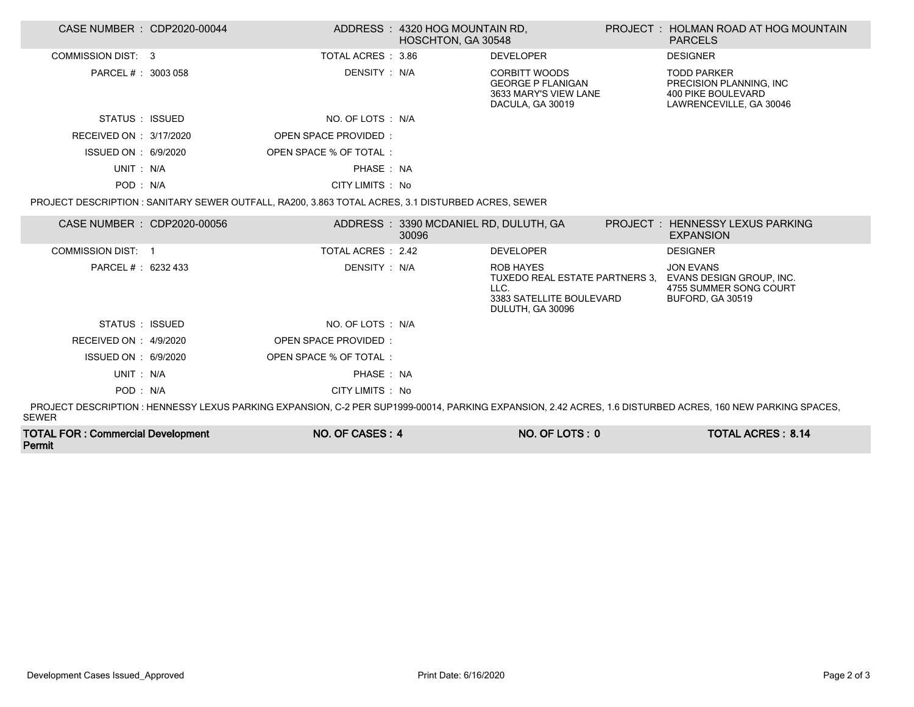**CASE NUMBER :** CDP2020-00044 | **ADDRESS :** 4320 HOG MOUNTAIN RD, HOSCHTON, GA 30548 | **PROJECT :** HOLMAN ROAD AT HOG MOUNTAIN PARCELS

| | | | | | |
|---|---|---|---|---|---|
| COMMISSION DIST: | 3 | TOTAL ACRES : | 3.86 | DEVELOPER | DESIGNER |
| PARCEL # : | 3003 058 | DENSITY : | N/A | CORBITT WOODS<br>GEORGE P FLANIGAN<br>3633 MARY'S VIEW LANE<br>DACULA, GA 30019 | TODD PARKER<br>PRECISION PLANNING, INC<br>400 PIKE BOULEVARD<br>LAWRENCEVILLE, GA 30046 |
| STATUS : | ISSUED | NO. OF LOTS : | N/A | | |
| RECEIVED ON : | 3/17/2020 | OPEN SPACE PROVIDED : | | | |
| ISSUED ON : | 6/9/2020 | OPEN SPACE % OF TOTAL : | | | |
| UNIT : | N/A | PHASE : | NA | | |
| POD : | N/A | CITY LIMITS : | No | | |

PROJECT DESCRIPTION : SANITARY SEWER OUTFALL, RA200, 3.863 TOTAL ACRES, 3.1 DISTURBED ACRES, SEWER

**CASE NUMBER :** CDP2020-00056 | **ADDRESS :** 3390 MCDANIEL RD, DULUTH, GA 30096 | **PROJECT :** HENNESSY LEXUS PARKING EXPANSION

| | | | | | |
|---|---|---|---|---|---|
| COMMISSION DIST: | 1 | TOTAL ACRES : | 2.42 | DEVELOPER | DESIGNER |
| PARCEL # : | 6232 433 | DENSITY : | N/A | ROB HAYES<br>TUXEDO REAL ESTATE PARTNERS 3, LLC.<br>3383 SATELLITE BOULEVARD<br>DULUTH, GA 30096 | JON EVANS<br>EVANS DESIGN GROUP, INC.<br>4755 SUMMER SONG COURT<br>BUFORD, GA 30519 |
| STATUS : | ISSUED | NO. OF LOTS : | N/A | | |
| RECEIVED ON : | 4/9/2020 | OPEN SPACE PROVIDED : | | | |
| ISSUED ON : | 6/9/2020 | OPEN SPACE % OF TOTAL : | | | |
| UNIT : | N/A | PHASE : | NA | | |
| POD : | N/A | CITY LIMITS : | No | | |

PROJECT DESCRIPTION : HENNESSY LEXUS PARKING EXPANSION, C-2 PER SUP1999-00014, PARKING EXPANSION, 2.42 ACRES, 1.6 DISTURBED ACRES, 160 NEW PARKING SPACES, SEWER

| TOTAL FOR : Commercial Development Permit | NO. OF CASES : 4 | NO. OF LOTS : 0 | TOTAL ACRES : 8.14 |
|---|---|---|---|

Development Cases Issued_Approved — Print Date: 6/16/2020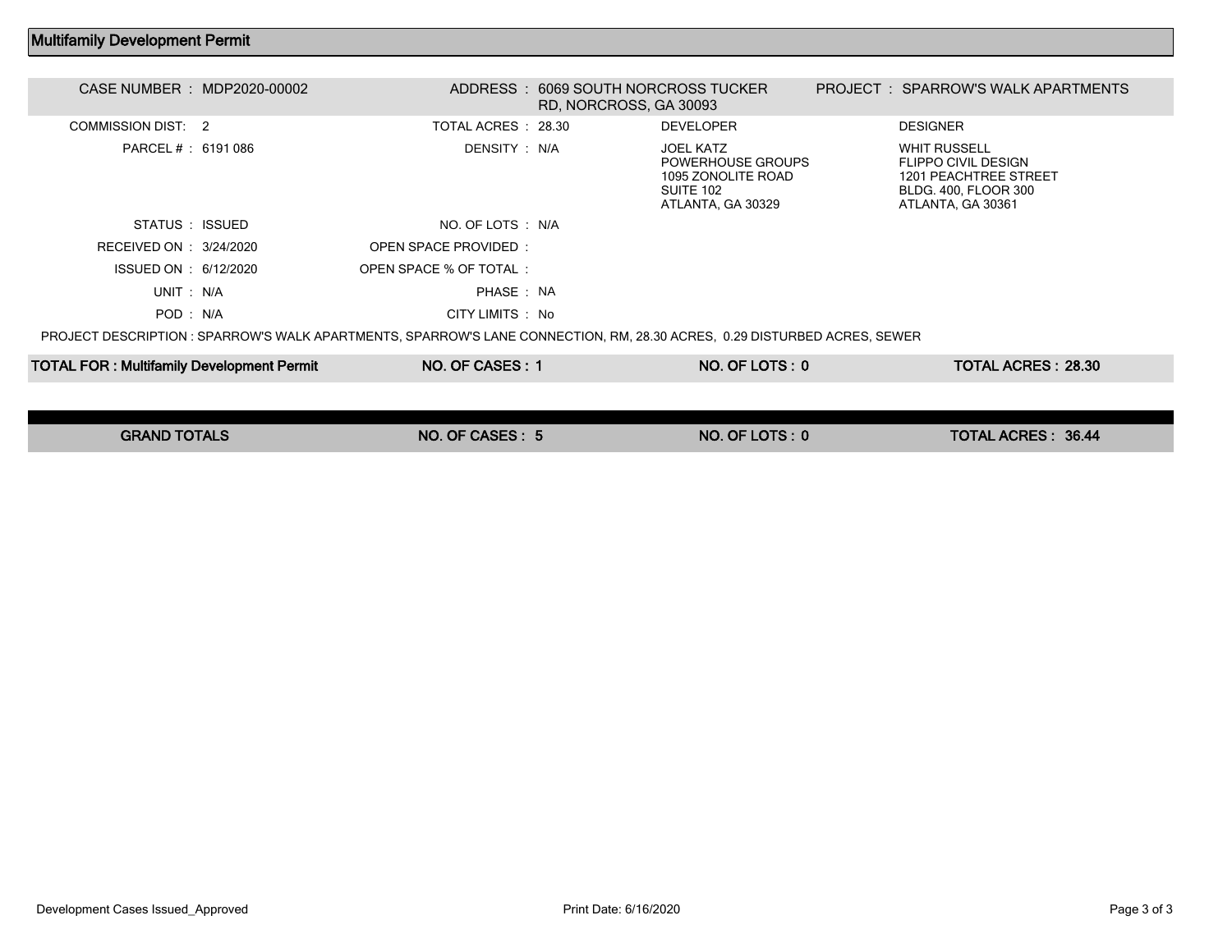## Multifamily Development Permit

| | | | | | | | |
|---|---|---|---|---|---|---|---|
| CASE NUMBER : | MDP2020-00002 | ADDRESS : | 6069 SOUTH NORCROSS TUCKER RD, NORCROSS, GA 30093 | | | PROJECT : | SPARROW'S WALK APARTMENTS |
| COMMISSION DIST: | 2 | TOTAL ACRES : | 28.30 | DEVELOPER | | DESIGNER | |
| PARCEL # : | 6191 086 | DENSITY : | N/A | JOEL KATZ<br>POWERHOUSE GROUPS<br>1095 ZONOLITE ROAD<br>SUITE 102<br>ATLANTA, GA 30329 | | WHIT RUSSELL<br>FLIPPO CIVIL DESIGN<br>1201 PEACHTREE STREET<br>BLDG. 400, FLOOR 300<br>ATLANTA, GA 30361 | |
| STATUS : | ISSUED | NO. OF LOTS : | N/A | | | | |
| RECEIVED ON : | 3/24/2020 | OPEN SPACE PROVIDED : | | | | | |
| ISSUED ON : | 6/12/2020 | OPEN SPACE % OF TOTAL : | | | | | |
| UNIT : | N/A | PHASE : | NA | | | | |
| POD : | N/A | CITY LIMITS : | No | | | | |

PROJECT DESCRIPTION : SPARROW'S WALK APARTMENTS, SPARROW'S LANE CONNECTION, RM, 28.30 ACRES, 0.29 DISTURBED ACRES, SEWER

| | | | |
|---|---|---|---|
| **TOTAL FOR : Multifamily Development Permit** | **NO. OF CASES : 1** | **NO. OF LOTS : 0** | **TOTAL ACRES : 28.30** |

| | | | |
|---|---|---|---|
| **GRAND TOTALS** | **NO. OF CASES : 5** | **NO. OF LOTS : 0** | **TOTAL ACRES : 36.44** |

Development Cases Issued_Approved

Print Date: 6/16/2020